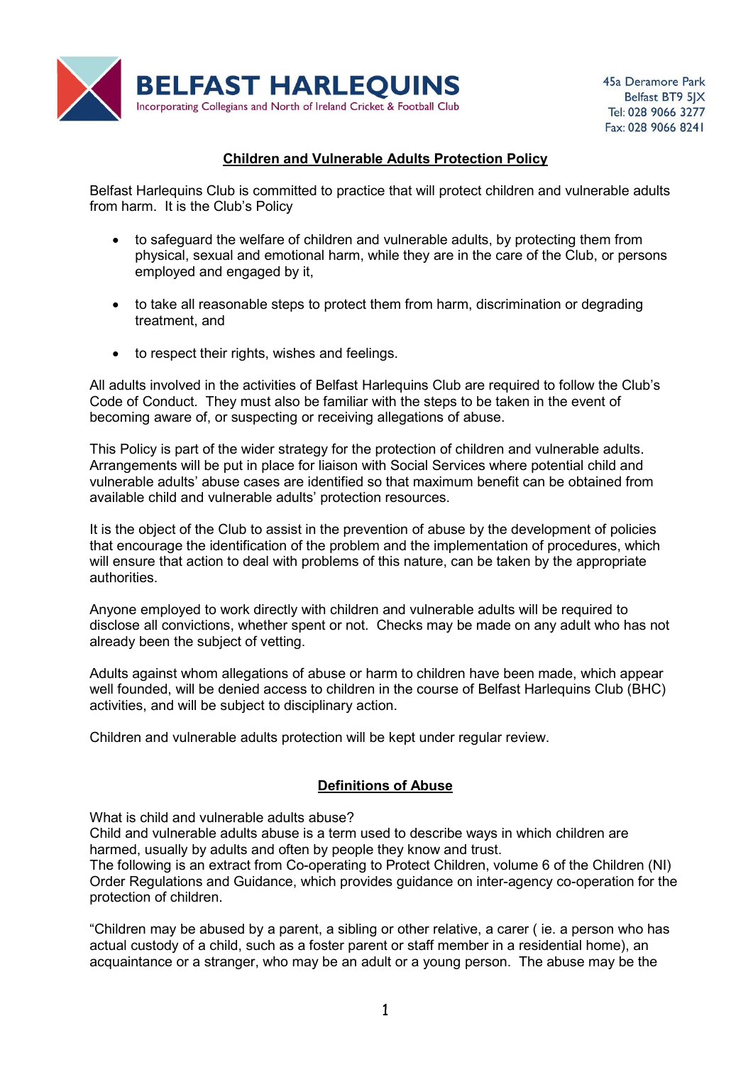**BELFAST HARLEQUINS**

Incorporating Collegians and North of Ireland Cricket & Football Club

45a Deramore Park
Belfast BT9 5JX
Tel: 028 9066 3277
Fax: 028 9066 8241

## Children and Vulnerable Adults Protection Policy

Belfast Harlequins Club is committed to practice that will protect children and vulnerable adults from harm. It is the Club's Policy

- to safeguard the welfare of children and vulnerable adults, by protecting them from physical, sexual and emotional harm, while they are in the care of the Club, or persons employed and engaged by it,
- to take all reasonable steps to protect them from harm, discrimination or degrading treatment, and
- to respect their rights, wishes and feelings.

All adults involved in the activities of Belfast Harlequins Club are required to follow the Club's Code of Conduct. They must also be familiar with the steps to be taken in the event of becoming aware of, or suspecting or receiving allegations of abuse.

This Policy is part of the wider strategy for the protection of children and vulnerable adults. Arrangements will be put in place for liaison with Social Services where potential child and vulnerable adults' abuse cases are identified so that maximum benefit can be obtained from available child and vulnerable adults' protection resources.

It is the object of the Club to assist in the prevention of abuse by the development of policies that encourage the identification of the problem and the implementation of procedures, which will ensure that action to deal with problems of this nature, can be taken by the appropriate authorities.

Anyone employed to work directly with children and vulnerable adults will be required to disclose all convictions, whether spent or not. Checks may be made on any adult who has not already been the subject of vetting.

Adults against whom allegations of abuse or harm to children have been made, which appear well founded, will be denied access to children in the course of Belfast Harlequins Club (BHC) activities, and will be subject to disciplinary action.

Children and vulnerable adults protection will be kept under regular review.

## Definitions of Abuse

What is child and vulnerable adults abuse?
Child and vulnerable adults abuse is a term used to describe ways in which children are harmed, usually by adults and often by people they know and trust.
The following is an extract from Co-operating to Protect Children, volume 6 of the Children (NI) Order Regulations and Guidance, which provides guidance on inter-agency co-operation for the protection of children.

"Children may be abused by a parent, a sibling or other relative, a carer ( ie. a person who has actual custody of a child, such as a foster parent or staff member in a residential home), an acquaintance or a stranger, who may be an adult or a young person. The abuse may be the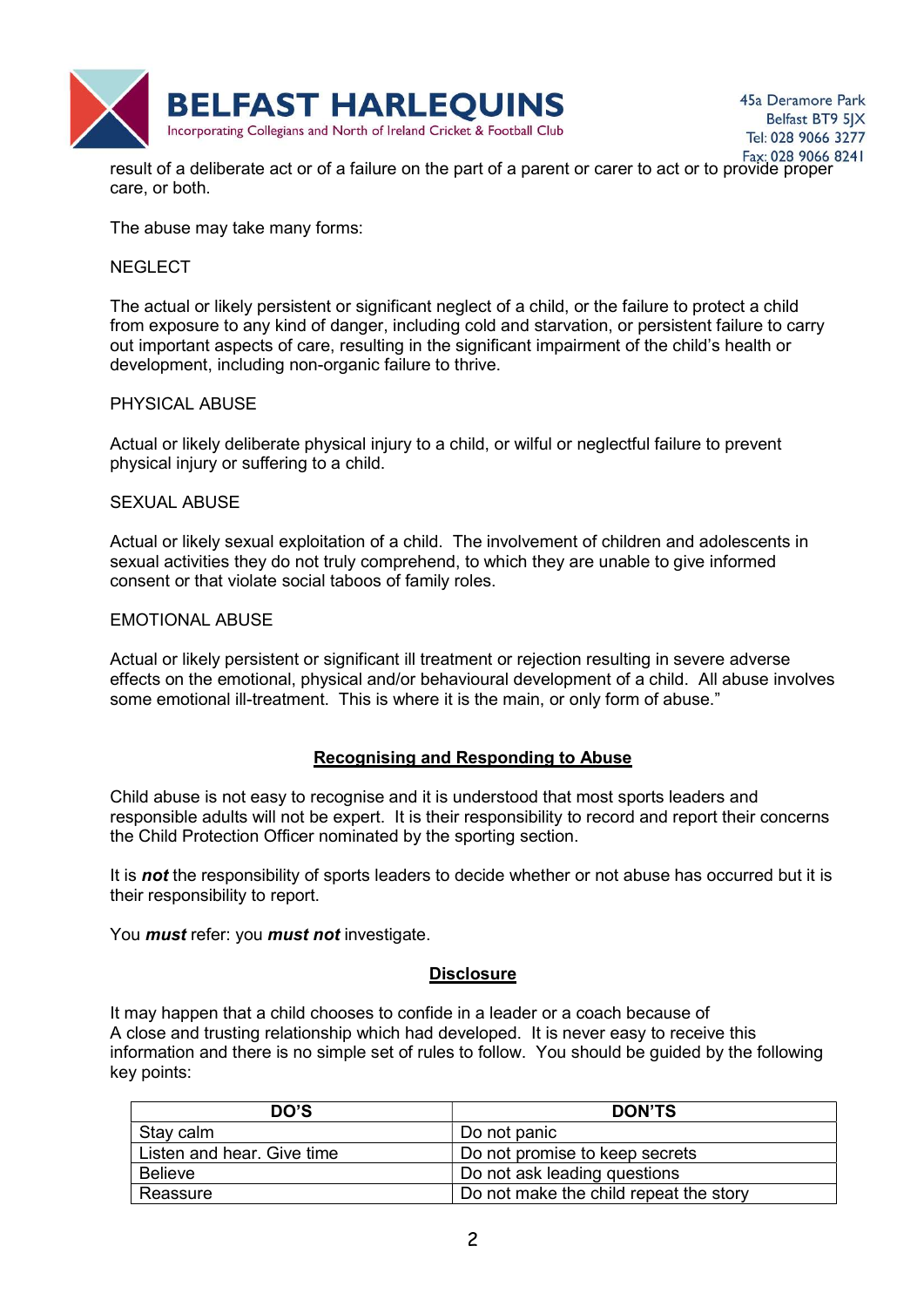result of a deliberate act or of a failure on the part of a parent or carer to act or to provide proper care, or both.

The abuse may take many forms:

NEGLECT

The actual or likely persistent or significant neglect of a child, or the failure to protect a child from exposure to any kind of danger, including cold and starvation, or persistent failure to carry out important aspects of care, resulting in the significant impairment of the child's health or development, including non-organic failure to thrive.

PHYSICAL ABUSE

Actual or likely deliberate physical injury to a child, or wilful or neglectful failure to prevent physical injury or suffering to a child.

SEXUAL ABUSE

Actual or likely sexual exploitation of a child. The involvement of children and adolescents in sexual activities they do not truly comprehend, to which they are unable to give informed consent or that violate social taboos of family roles.

EMOTIONAL ABUSE

Actual or likely persistent or significant ill treatment or rejection resulting in severe adverse effects on the emotional, physical and/or behavioural development of a child. All abuse involves some emotional ill-treatment. This is where it is the main, or only form of abuse."

## Recognising and Responding to Abuse

Child abuse is not easy to recognise and it is understood that most sports leaders and responsible adults will not be expert. It is their responsibility to record and report their concerns the Child Protection Officer nominated by the sporting section.

It is ***not*** the responsibility of sports leaders to decide whether or not abuse has occurred but it is their responsibility to report.

You ***must*** refer: you ***must not*** investigate.

## Disclosure

It may happen that a child chooses to confide in a leader or a coach because of A close and trusting relationship which had developed. It is never easy to receive this information and there is no simple set of rules to follow. You should be guided by the following key points:

| DO'S | DON'TS |
|---|---|
| Stay calm | Do not panic |
| Listen and hear. Give time | Do not promise to keep secrets |
| Believe | Do not ask leading questions |
| Reassure | Do not make the child repeat the story |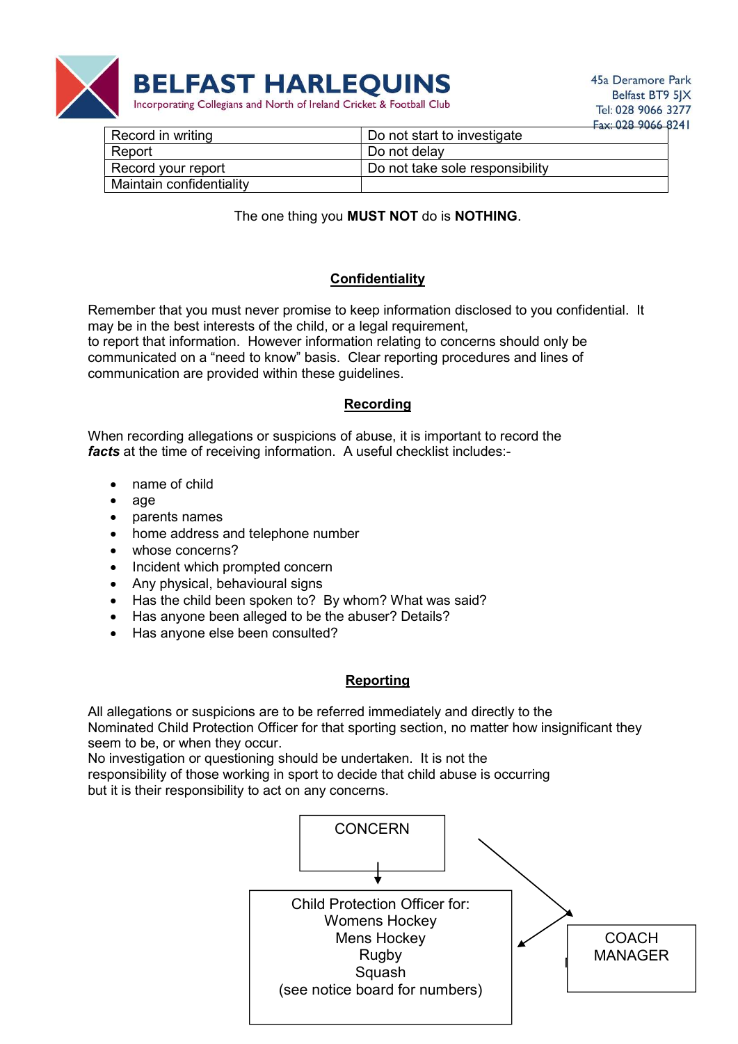| Record in writing | Do not start to investigate |
|---|---|
| Report | Do not delay |
| Record your report | Do not take sole responsibility |
| Maintain confidentiality | |

The one thing you **MUST NOT** do is **NOTHING**.

## Confidentiality

Remember that you must never promise to keep information disclosed to you confidential. It may be in the best interests of the child, or a legal requirement, to report that information. However information relating to concerns should only be communicated on a "need to know" basis. Clear reporting procedures and lines of communication are provided within these guidelines.

## Recording

When recording allegations or suspicions of abuse, it is important to record the ***facts*** at the time of receiving information. A useful checklist includes:-

- name of child
- age
- parents names
- home address and telephone number
- whose concerns?
- Incident which prompted concern
- Any physical, behavioural signs
- Has the child been spoken to? By whom? What was said?
- Has anyone been alleged to be the abuser? Details?
- Has anyone else been consulted?

## Reporting

All allegations or suspicions are to be referred immediately and directly to the Nominated Child Protection Officer for that sporting section, no matter how insignificant they seem to be, or when they occur.
No investigation or questioning should be undertaken. It is not the responsibility of those working in sport to decide that child abuse is occurring but it is their responsibility to act on any concerns.

CONCERN

↓

Child Protection Officer for:
Womens Hockey
Mens Hockey
Rugby
Squash
(see notice board for numbers)

COACH
MANAGER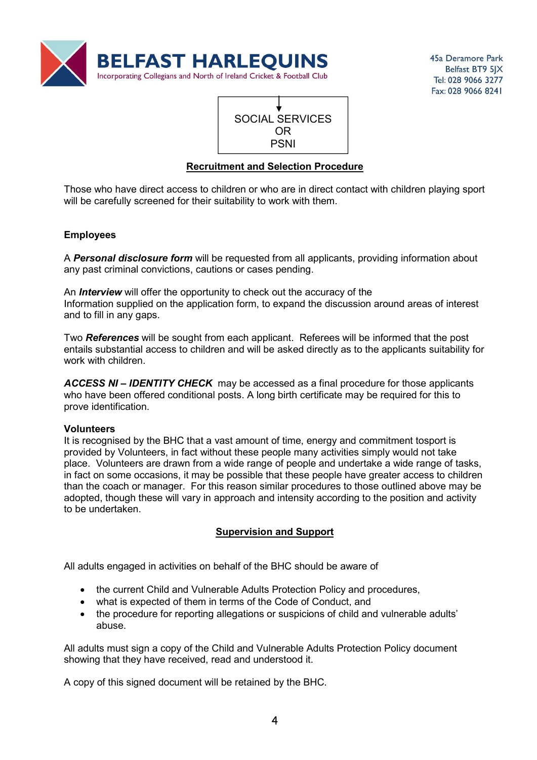SOCIAL SERVICES
OR
PSNI

## Recruitment and Selection Procedure

Those who have direct access to children or who are in direct contact with children playing sport will be carefully screened for their suitability to work with them.

### Employees

A ***Personal disclosure form*** will be requested from all applicants, providing information about any past criminal convictions, cautions or cases pending.

An ***Interview*** will offer the opportunity to check out the accuracy of the Information supplied on the application form, to expand the discussion around areas of interest and to fill in any gaps.

Two ***References*** will be sought from each applicant. Referees will be informed that the post entails substantial access to children and will be asked directly as to the applicants suitability for work with children.

***ACCESS NI – IDENTITY CHECK*** may be accessed as a final procedure for those applicants who have been offered conditional posts. A long birth certificate may be required for this to prove identification.

### Volunteers

It is recognised by the BHC that a vast amount of time, energy and commitment tosport is provided by Volunteers, in fact without these people many activities simply would not take place. Volunteers are drawn from a wide range of people and undertake a wide range of tasks, in fact on some occasions, it may be possible that these people have greater access to children than the coach or manager. For this reason similar procedures to those outlined above may be adopted, though these will vary in approach and intensity according to the position and activity to be undertaken.

## Supervision and Support

All adults engaged in activities on behalf of the BHC should be aware of

- the current Child and Vulnerable Adults Protection Policy and procedures,
- what is expected of them in terms of the Code of Conduct, and
- the procedure for reporting allegations or suspicions of child and vulnerable adults' abuse.

All adults must sign a copy of the Child and Vulnerable Adults Protection Policy document showing that they have received, read and understood it.

A copy of this signed document will be retained by the BHC.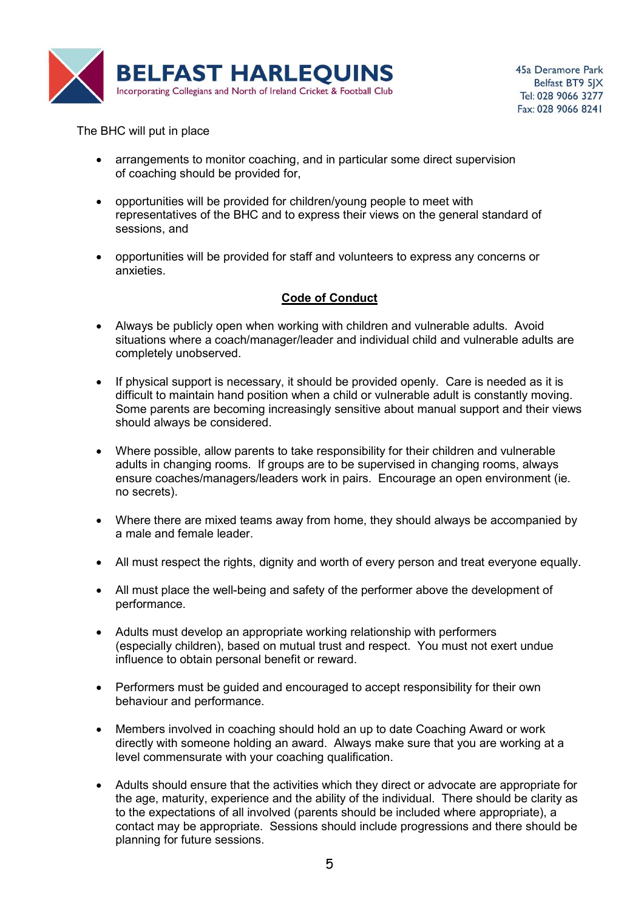The BHC will put in place

- arrangements to monitor coaching, and in particular some direct supervision of coaching should be provided for,
- opportunities will be provided for children/young people to meet with representatives of the BHC and to express their views on the general standard of sessions, and
- opportunities will be provided for staff and volunteers to express any concerns or anxieties.

**<u>Code of Conduct</u>**

- Always be publicly open when working with children and vulnerable adults. Avoid situations where a coach/manager/leader and individual child and vulnerable adults are completely unobserved.
- If physical support is necessary, it should be provided openly. Care is needed as it is difficult to maintain hand position when a child or vulnerable adult is constantly moving. Some parents are becoming increasingly sensitive about manual support and their views should always be considered.
- Where possible, allow parents to take responsibility for their children and vulnerable adults in changing rooms. If groups are to be supervised in changing rooms, always ensure coaches/managers/leaders work in pairs. Encourage an open environment (ie. no secrets).
- Where there are mixed teams away from home, they should always be accompanied by a male and female leader.
- All must respect the rights, dignity and worth of every person and treat everyone equally.
- All must place the well-being and safety of the performer above the development of performance.
- Adults must develop an appropriate working relationship with performers (especially children), based on mutual trust and respect. You must not exert undue influence to obtain personal benefit or reward.
- Performers must be guided and encouraged to accept responsibility for their own behaviour and performance.
- Members involved in coaching should hold an up to date Coaching Award or work directly with someone holding an award. Always make sure that you are working at a level commensurate with your coaching qualification.
- Adults should ensure that the activities which they direct or advocate are appropriate for the age, maturity, experience and the ability of the individual. There should be clarity as to the expectations of all involved (parents should be included where appropriate), a contact may be appropriate. Sessions should include progressions and there should be planning for future sessions.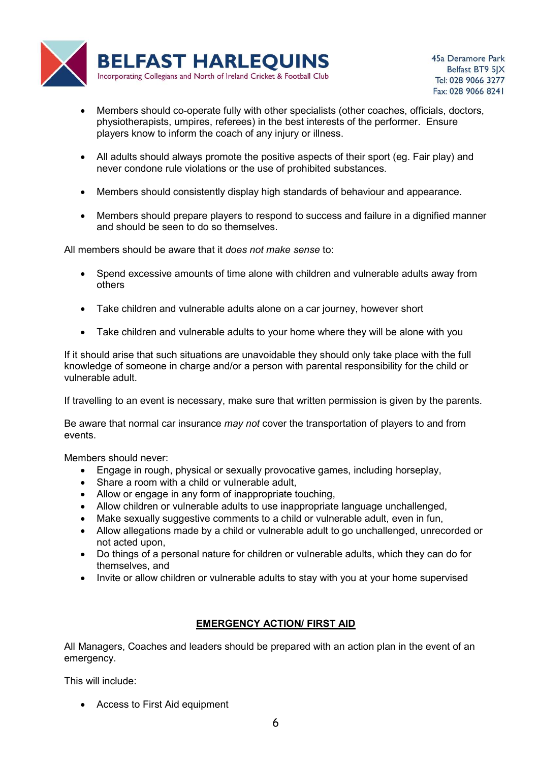- Members should co-operate fully with other specialists (other coaches, officials, doctors, physiotherapists, umpires, referees) in the best interests of the performer. Ensure players know to inform the coach of any injury or illness.

- All adults should always promote the positive aspects of their sport (eg. Fair play) and never condone rule violations or the use of prohibited substances.

- Members should consistently display high standards of behaviour and appearance.

- Members should prepare players to respond to success and failure in a dignified manner and should be seen to do so themselves.

All members should be aware that it *does not make sense* to:

- Spend excessive amounts of time alone with children and vulnerable adults away from others

- Take children and vulnerable adults alone on a car journey, however short

- Take children and vulnerable adults to your home where they will be alone with you

If it should arise that such situations are unavoidable they should only take place with the full knowledge of someone in charge and/or a person with parental responsibility for the child or vulnerable adult.

If travelling to an event is necessary, make sure that written permission is given by the parents.

Be aware that normal car insurance *may not* cover the transportation of players to and from events.

Members should never:

- Engage in rough, physical or sexually provocative games, including horseplay,
- Share a room with a child or vulnerable adult,
- Allow or engage in any form of inappropriate touching,
- Allow children or vulnerable adults to use inappropriate language unchallenged,
- Make sexually suggestive comments to a child or vulnerable adult, even in fun,
- Allow allegations made by a child or vulnerable adult to go unchallenged, unrecorded or not acted upon,
- Do things of a personal nature for children or vulnerable adults, which they can do for themselves, and
- Invite or allow children or vulnerable adults to stay with you at your home supervised

## EMERGENCY ACTION/ FIRST AID

All Managers, Coaches and leaders should be prepared with an action plan in the event of an emergency.

This will include:

- Access to First Aid equipment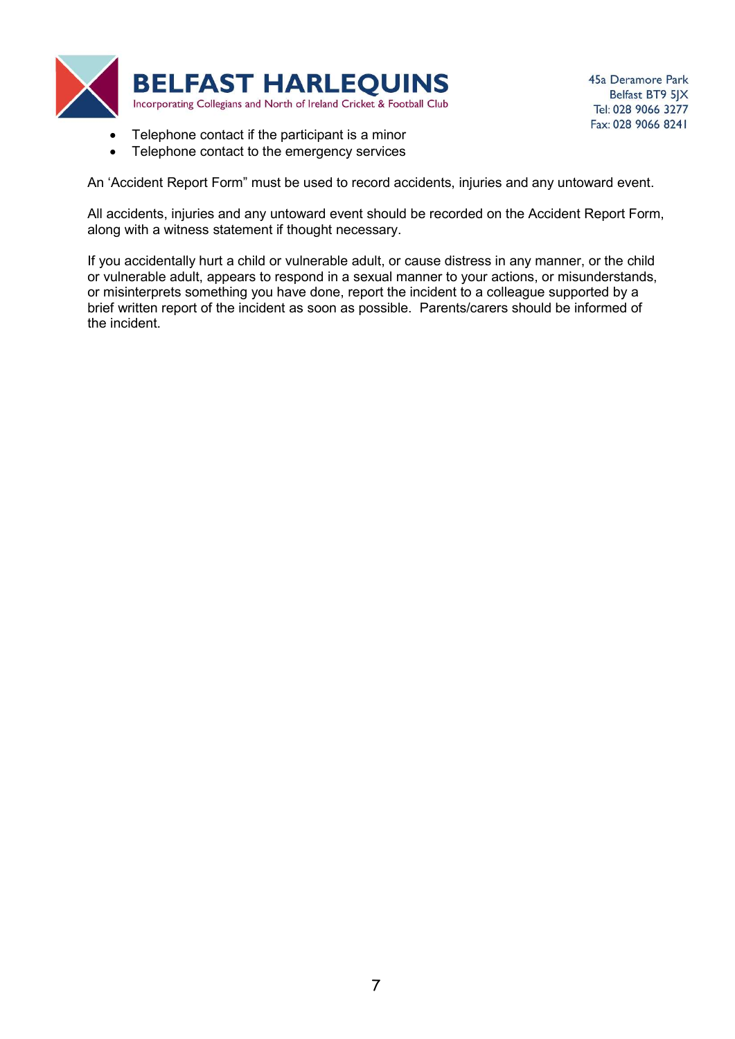- Telephone contact if the participant is a minor
- Telephone contact to the emergency services

An 'Accident Report Form" must be used to record accidents, injuries and any untoward event.

All accidents, injuries and any untoward event should be recorded on the Accident Report Form, along with a witness statement if thought necessary.

If you accidentally hurt a child or vulnerable adult, or cause distress in any manner, or the child or vulnerable adult, appears to respond in a sexual manner to your actions, or misunderstands, or misinterprets something you have done, report the incident to a colleague supported by a brief written report of the incident as soon as possible. Parents/carers should be informed of the incident.